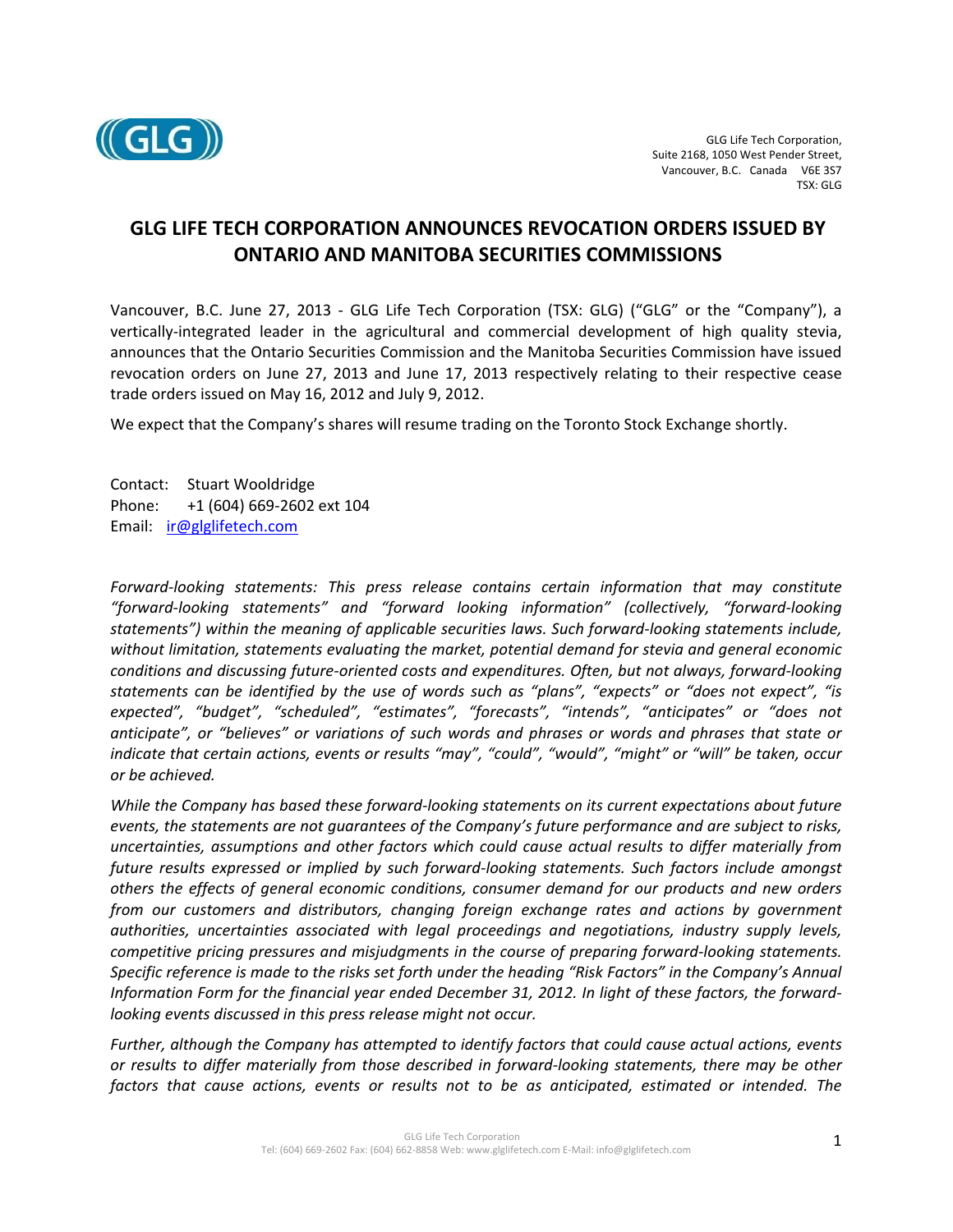GLG Life Tech Corporation,
Suite 2168, 1050 West Pender Street,
Vancouver, B.C. Canada V6E 3S7
TSX: GLG

# GLG LIFE TECH CORPORATION ANNOUNCES REVOCATION ORDERS ISSUED BY ONTARIO AND MANITOBA SECURITIES COMMISSIONS

Vancouver, B.C. June 27, 2013 - GLG Life Tech Corporation (TSX: GLG) ("GLG" or the "Company"), a vertically-integrated leader in the agricultural and commercial development of high quality stevia, announces that the Ontario Securities Commission and the Manitoba Securities Commission have issued revocation orders on June 27, 2013 and June 17, 2013 respectively relating to their respective cease trade orders issued on May 16, 2012 and July 9, 2012.

We expect that the Company's shares will resume trading on the Toronto Stock Exchange shortly.

Contact: Stuart Wooldridge
Phone: +1 (604) 669-2602 ext 104
Email: ir@glglifetech.com

*Forward-looking statements: This press release contains certain information that may constitute "forward-looking statements" and "forward looking information" (collectively, "forward-looking statements") within the meaning of applicable securities laws. Such forward-looking statements include, without limitation, statements evaluating the market, potential demand for stevia and general economic conditions and discussing future-oriented costs and expenditures. Often, but not always, forward-looking statements can be identified by the use of words such as "plans", "expects" or "does not expect", "is expected", "budget", "scheduled", "estimates", "forecasts", "intends", "anticipates" or "does not anticipate", or "believes" or variations of such words and phrases or words and phrases that state or indicate that certain actions, events or results "may", "could", "would", "might" or "will" be taken, occur or be achieved.*

*While the Company has based these forward-looking statements on its current expectations about future events, the statements are not guarantees of the Company's future performance and are subject to risks, uncertainties, assumptions and other factors which could cause actual results to differ materially from future results expressed or implied by such forward-looking statements. Such factors include amongst others the effects of general economic conditions, consumer demand for our products and new orders from our customers and distributors, changing foreign exchange rates and actions by government authorities, uncertainties associated with legal proceedings and negotiations, industry supply levels, competitive pricing pressures and misjudgments in the course of preparing forward-looking statements. Specific reference is made to the risks set forth under the heading "Risk Factors" in the Company's Annual Information Form for the financial year ended December 31, 2012. In light of these factors, the forward-looking events discussed in this press release might not occur.*

*Further, although the Company has attempted to identify factors that could cause actual actions, events or results to differ materially from those described in forward-looking statements, there may be other factors that cause actions, events or results not to be as anticipated, estimated or intended. The*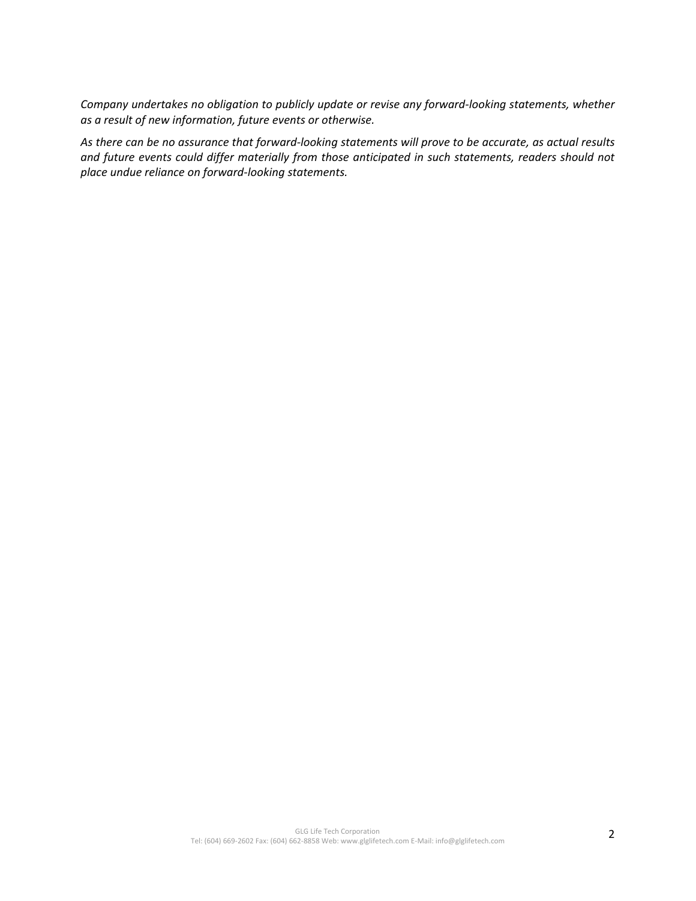*Company undertakes no obligation to publicly update or revise any forward-looking statements, whether as a result of new information, future events or otherwise.*

*As there can be no assurance that forward-looking statements will prove to be accurate, as actual results and future events could differ materially from those anticipated in such statements, readers should not place undue reliance on forward-looking statements.*